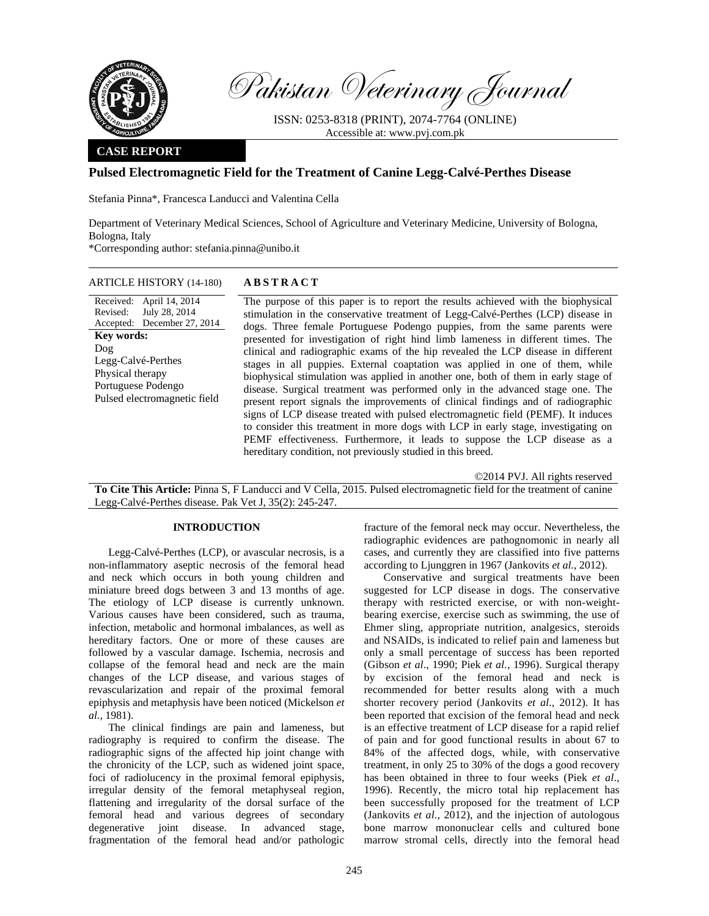# Pakistan Veterinary Journal

ISSN: 0253-8318 (PRINT), 2074-7764 (ONLINE)
Accessible at: www.pvj.com.pk

**CASE REPORT**

## Pulsed Electromagnetic Field for the Treatment of Canine Legg-Calvé-Perthes Disease

Stefania Pinna*, Francesca Landucci and Valentina Cella

Department of Veterinary Medical Sciences, School of Agriculture and Veterinary Medicine, University of Bologna, Bologna, Italy

*Corresponding author: stefania.pinna@unibo.it

**ARTICLE HISTORY** (14-180)

Received: April 14, 2014
Revised: July 28, 2014
Accepted: December 27, 2014

**Key words:**
Dog
Legg-Calvé-Perthes
Physical therapy
Portuguese Podengo
Pulsed electromagnetic field

**ABSTRACT**

The purpose of this paper is to report the results achieved with the biophysical stimulation in the conservative treatment of Legg-Calvé-Perthes (LCP) disease in dogs. Three female Portuguese Podengo puppies, from the same parents were presented for investigation of right hind limb lameness in different times. The clinical and radiographic exams of the hip revealed the LCP disease in different stages in all puppies. External coaptation was applied in one of them, while biophysical stimulation was applied in another one, both of them in early stage of disease. Surgical treatment was performed only in the advanced stage one. The present report signals the improvements of clinical findings and of radiographic signs of LCP disease treated with pulsed electromagnetic field (PEMF). It induces to consider this treatment in more dogs with LCP in early stage, investigating on PEMF effectiveness. Furthermore, it leads to suppose the LCP disease as a hereditary condition, not previously studied in this breed.

©2014 PVJ. All rights reserved

**To Cite This Article:** Pinna S, F Landucci and V Cella, 2015. Pulsed electromagnetic field for the treatment of canine Legg-Calvé-Perthes disease. Pak Vet J, 35(2): 245-247.

## INTRODUCTION

Legg-Calvé-Perthes (LCP), or avascular necrosis, is a non-inflammatory aseptic necrosis of the femoral head and neck which occurs in both young children and miniature breed dogs between 3 and 13 months of age. The etiology of LCP disease is currently unknown. Various causes have been considered, such as trauma, infection, metabolic and hormonal imbalances, as well as hereditary factors. One or more of these causes are followed by a vascular damage. Ischemia, necrosis and collapse of the femoral head and neck are the main changes of the LCP disease, and various stages of revascularization and repair of the proximal femoral epiphysis and metaphysis have been noticed (Mickelson *et al.,* 1981).

The clinical findings are pain and lameness, but radiography is required to confirm the disease. The radiographic signs of the affected hip joint change with the chronicity of the LCP, such as widened joint space, foci of radiolucency in the proximal femoral epiphysis, irregular density of the femoral metaphyseal region, flattening and irregularity of the dorsal surface of the femoral head and various degrees of secondary degenerative joint disease. In advanced stage, fragmentation of the femoral head and/or pathologic fracture of the femoral neck may occur. Nevertheless, the radiographic evidences are pathognomonic in nearly all cases, and currently they are classified into five patterns according to Ljunggren in 1967 (Jankovits *et al.,* 2012).

Conservative and surgical treatments have been suggested for LCP disease in dogs. The conservative therapy with restricted exercise, or with non-weight-bearing exercise, exercise such as swimming, the use of Ehmer sling, appropriate nutrition, analgesics, steroids and NSAIDs, is indicated to relief pain and lameness but only a small percentage of success has been reported (Gibson *et al*., 1990; Piek *et al.,* 1996). Surgical therapy by excision of the femoral head and neck is recommended for better results along with a much shorter recovery period (Jankovits *et al.,* 2012). It has been reported that excision of the femoral head and neck is an effective treatment of LCP disease for a rapid relief of pain and for good functional results in about 67 to 84% of the affected dogs, while, with conservative treatment, in only 25 to 30% of the dogs a good recovery has been obtained in three to four weeks (Piek *et al*., 1996). Recently, the micro total hip replacement has been successfully proposed for the treatment of LCP (Jankovits *et al.,* 2012), and the injection of autologous bone marrow mononuclear cells and cultured bone marrow stromal cells, directly into the femoral head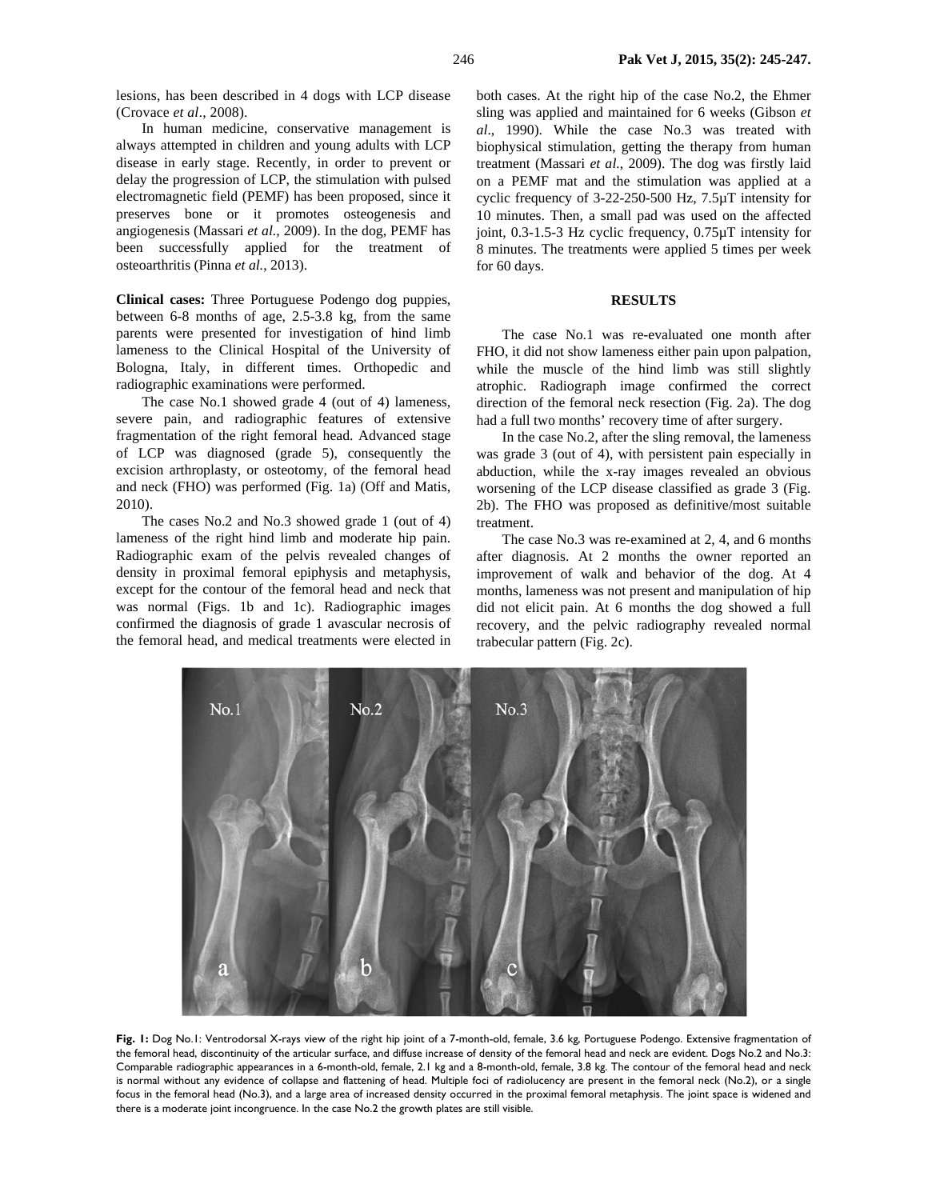lesions, has been described in 4 dogs with LCP disease (Crovace *et al*., 2008).

In human medicine, conservative management is always attempted in children and young adults with LCP disease in early stage. Recently, in order to prevent or delay the progression of LCP, the stimulation with pulsed electromagnetic field (PEMF) has been proposed, since it preserves bone or it promotes osteogenesis and angiogenesis (Massari *et al.*, 2009). In the dog, PEMF has been successfully applied for the treatment of osteoarthritis (Pinna *et al.*, 2013).

**Clinical cases:** Three Portuguese Podengo dog puppies, between 6-8 months of age, 2.5-3.8 kg, from the same parents were presented for investigation of hind limb lameness to the Clinical Hospital of the University of Bologna, Italy, in different times. Orthopedic and radiographic examinations were performed.

The case No.1 showed grade 4 (out of 4) lameness, severe pain, and radiographic features of extensive fragmentation of the right femoral head. Advanced stage of LCP was diagnosed (grade 5), consequently the excision arthroplasty, or osteotomy, of the femoral head and neck (FHO) was performed (Fig. 1a) (Off and Matis, 2010).

The cases No.2 and No.3 showed grade 1 (out of 4) lameness of the right hind limb and moderate hip pain. Radiographic exam of the pelvis revealed changes of density in proximal femoral epiphysis and metaphysis, except for the contour of the femoral head and neck that was normal (Figs. 1b and 1c). Radiographic images confirmed the diagnosis of grade 1 avascular necrosis of the femoral head, and medical treatments were elected in both cases. At the right hip of the case No.2, the Ehmer sling was applied and maintained for 6 weeks (Gibson *et al*., 1990). While the case No.3 was treated with biophysical stimulation, getting the therapy from human treatment (Massari *et al*., 2009). The dog was firstly laid on a PEMF mat and the stimulation was applied at a cyclic frequency of 3-22-250-500 Hz, 7.5μT intensity for 10 minutes. Then, a small pad was used on the affected joint, 0.3-1.5-3 Hz cyclic frequency, 0.75μT intensity for 8 minutes. The treatments were applied 5 times per week for 60 days.

## RESULTS

The case No.1 was re-evaluated one month after FHO, it did not show lameness either pain upon palpation, while the muscle of the hind limb was still slightly atrophic. Radiograph image confirmed the correct direction of the femoral neck resection (Fig. 2a). The dog had a full two months' recovery time of after surgery.

In the case No.2, after the sling removal, the lameness was grade 3 (out of 4), with persistent pain especially in abduction, while the x-ray images revealed an obvious worsening of the LCP disease classified as grade 3 (Fig. 2b). The FHO was proposed as definitive/most suitable treatment.

The case No.3 was re-examined at 2, 4, and 6 months after diagnosis. At 2 months the owner reported an improvement of walk and behavior of the dog. At 4 months, lameness was not present and manipulation of hip did not elicit pain. At 6 months the dog showed a full recovery, and the pelvic radiography revealed normal trabecular pattern (Fig. 2c).

**Fig. 1:** Dog No.1: Ventrodorsal X-rays view of the right hip joint of a 7-month-old, female, 3.6 kg, Portuguese Podengo. Extensive fragmentation of the femoral head, discontinuity of the articular surface, and diffuse increase of density of the femoral head and neck are evident. Dogs No.2 and No.3: Comparable radiographic appearances in a 6-month-old, female, 2.1 kg and a 8-month-old, female, 3.8 kg. The contour of the femoral head and neck is normal without any evidence of collapse and flattening of head. Multiple foci of radiolucency are present in the femoral neck (No.2), or a single focus in the femoral head (No.3), and a large area of increased density occurred in the proximal femoral metaphysis. The joint space is widened and there is a moderate joint incongruence. In the case No.2 the growth plates are still visible.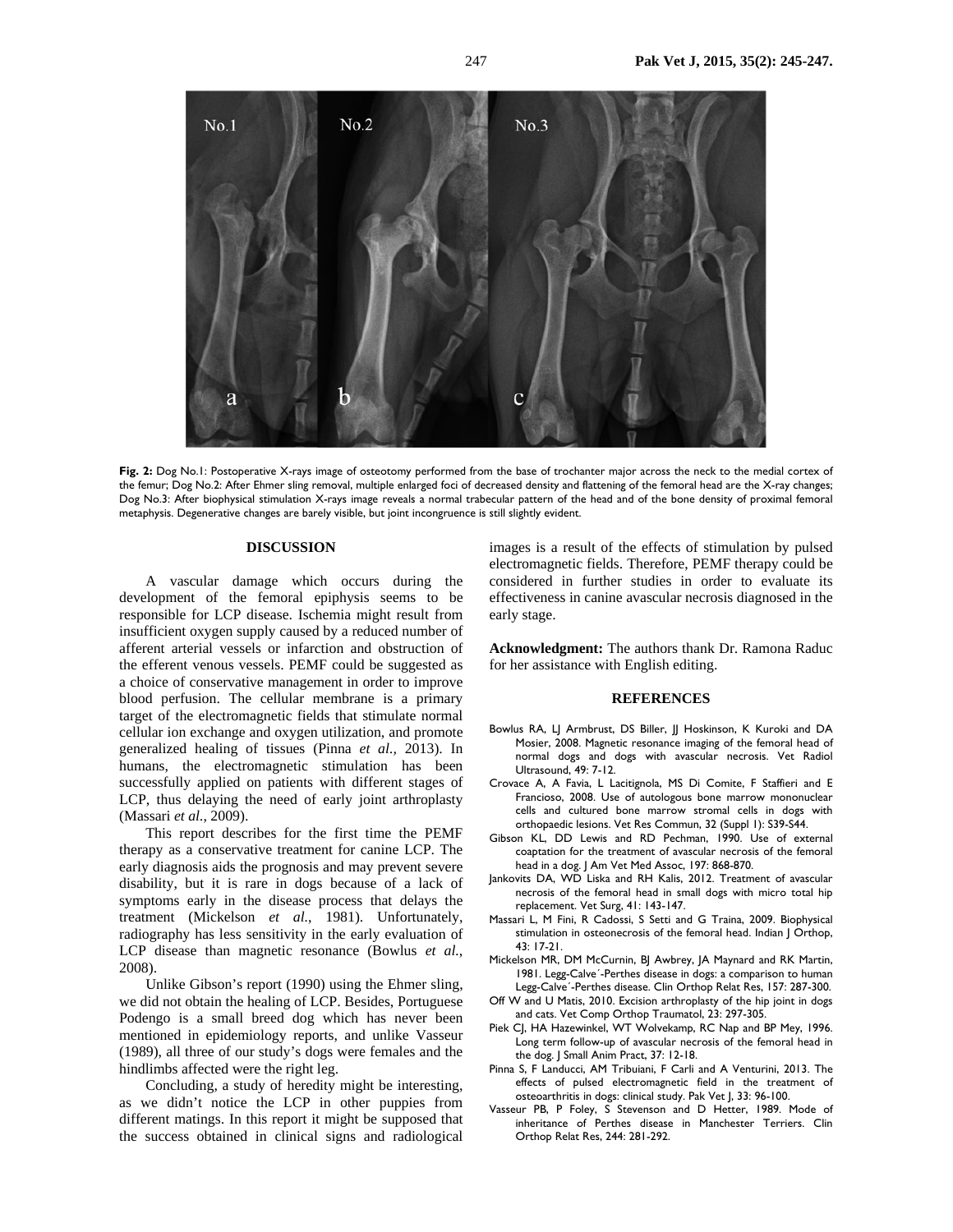Fig. 2: Dog No.1: Postoperative X-rays image of osteotomy performed from the base of trochanter major across the neck to the medial cortex of the femur; Dog No.2: After Ehmer sling removal, multiple enlarged foci of decreased density and flattening of the femoral head are the X-ray changes; Dog No.3: After biophysical stimulation X-rays image reveals a normal trabecular pattern of the head and of the bone density of proximal femoral metaphysis. Degenerative changes are barely visible, but joint incongruence is still slightly evident.

## DISCUSSION

A vascular damage which occurs during the development of the femoral epiphysis seems to be responsible for LCP disease. Ischemia might result from insufficient oxygen supply caused by a reduced number of afferent arterial vessels or infarction and obstruction of the efferent venous vessels. PEMF could be suggested as a choice of conservative management in order to improve blood perfusion. The cellular membrane is a primary target of the electromagnetic fields that stimulate normal cellular ion exchange and oxygen utilization, and promote generalized healing of tissues (Pinna *et al.*, 2013). In humans, the electromagnetic stimulation has been successfully applied on patients with different stages of LCP, thus delaying the need of early joint arthroplasty (Massari *et al*., 2009).

This report describes for the first time the PEMF therapy as a conservative treatment for canine LCP. The early diagnosis aids the prognosis and may prevent severe disability, but it is rare in dogs because of a lack of symptoms early in the disease process that delays the treatment (Mickelson *et al.*, 1981). Unfortunately, radiography has less sensitivity in the early evaluation of LCP disease than magnetic resonance (Bowlus *et al.*, 2008).

Unlike Gibson's report (1990) using the Ehmer sling, we did not obtain the healing of LCP. Besides, Portuguese Podengo is a small breed dog which has never been mentioned in epidemiology reports, and unlike Vasseur (1989), all three of our study's dogs were females and the hindlimbs affected were the right leg.

Concluding, a study of heredity might be interesting, as we didn't notice the LCP in other puppies from different matings. In this report it might be supposed that the success obtained in clinical signs and radiological images is a result of the effects of stimulation by pulsed electromagnetic fields. Therefore, PEMF therapy could be considered in further studies in order to evaluate its effectiveness in canine avascular necrosis diagnosed in the early stage.

**Acknowledgment:** The authors thank Dr. Ramona Raduc for her assistance with English editing.

## REFERENCES

Bowlus RA, LJ Armbrust, DS Biller, JJ Hoskinson, K Kuroki and DA Mosier, 2008. Magnetic resonance imaging of the femoral head of normal dogs and dogs with avascular necrosis. Vet Radiol Ultrasound, 49: 7-12.

Crovace A, A Favia, L Lacitignola, MS Di Comite, F Staffieri and E Francioso, 2008. Use of autologous bone marrow mononuclear cells and cultured bone marrow stromal cells in dogs with orthopaedic lesions. Vet Res Commun, 32 (Suppl 1): S39-S44.

Gibson KL, DD Lewis and RD Pechman, 1990. Use of external coaptation for the treatment of avascular necrosis of the femoral head in a dog. J Am Vet Med Assoc, 197: 868-870.

Jankovits DA, WD Liska and RH Kalis, 2012. Treatment of avascular necrosis of the femoral head in small dogs with micro total hip replacement. Vet Surg, 41: 143-147.

Massari L, M Fini, R Cadossi, S Setti and G Traina, 2009. Biophysical stimulation in osteonecrosis of the femoral head. Indian J Orthop, 43: 17-21.

Mickelson MR, DM McCurnin, BJ Awbrey, JA Maynard and RK Martin, 1981. Legg-Calve´-Perthes disease in dogs: a comparison to human Legg-Calve´-Perthes disease. Clin Orthop Relat Res, 157: 287-300.

Off W and U Matis, 2010. Excision arthroplasty of the hip joint in dogs and cats. Vet Comp Orthop Traumatol, 23: 297-305.

Piek CJ, HA Hazewinkel, WT Wolvekamp, RC Nap and BP Mey, 1996. Long term follow-up of avascular necrosis of the femoral head in the dog. J Small Anim Pract, 37: 12-18.

Pinna S, F Landucci, AM Tribuiani, F Carli and A Venturini, 2013. The effects of pulsed electromagnetic field in the treatment of osteoarthritis in dogs: clinical study. Pak Vet J, 33: 96-100.

Vasseur PB, P Foley, S Stevenson and D Hetter, 1989. Mode of inheritance of Perthes disease in Manchester Terriers. Clin Orthop Relat Res, 244: 281-292.